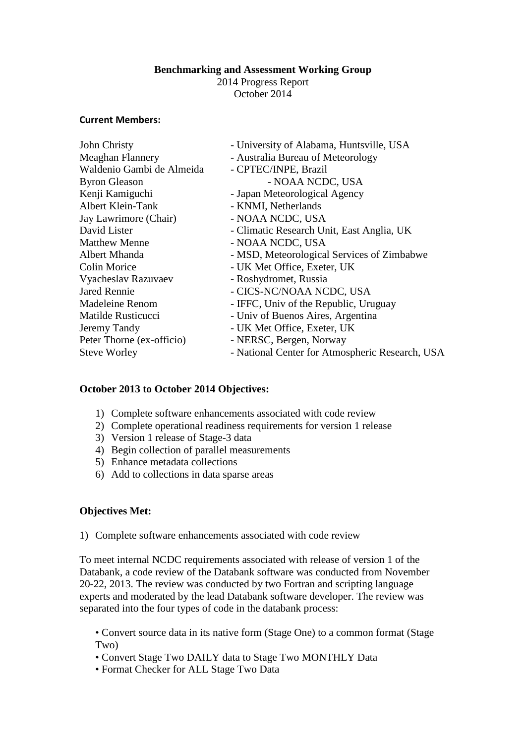**Benchmarking and Assessment Working Group**
2014 Progress Report
October 2014

**Current Members:**

| | |
|---|---|
| John Christy | - University of Alabama, Huntsville, USA |
| Meaghan Flannery | - Australia Bureau of Meteorology |
| Waldenio Gambi de Almeida | - CPTEC/INPE, Brazil |
| Byron Gleason | - NOAA NCDC, USA |
| Kenji Kamiguchi | - Japan Meteorological Agency |
| Albert Klein-Tank | - KNMI, Netherlands |
| Jay Lawrimore (Chair) | - NOAA NCDC, USA |
| David Lister | - Climatic Research Unit, East Anglia, UK |
| Matthew Menne | - NOAA NCDC, USA |
| Albert Mhanda | - MSD, Meteorological Services of Zimbabwe |
| Colin Morice | - UK Met Office, Exeter, UK |
| Vyacheslav Razuvaev | - Roshydromet, Russia |
| Jared Rennie | - CICS-NC/NOAA NCDC, USA |
| Madeleine Renom | - IFFC, Univ of the Republic, Uruguay |
| Matilde Rusticucci | - Univ of Buenos Aires, Argentina |
| Jeremy Tandy | - UK Met Office, Exeter, UK |
| Peter Thorne (ex-officio) | - NERSC, Bergen, Norway |
| Steve Worley | - National Center for Atmospheric Research, USA |

**October 2013 to October 2014 Objectives:**

1) Complete software enhancements associated with code review
2) Complete operational readiness requirements for version 1 release
3) Version 1 release of Stage-3 data
4) Begin collection of parallel measurements
5) Enhance metadata collections
6) Add to collections in data sparse areas

**Objectives Met:**

1) Complete software enhancements associated with code review

To meet internal NCDC requirements associated with release of version 1 of the Databank, a code review of the Databank software was conducted from November 20-22, 2013. The review was conducted by two Fortran and scripting language experts and moderated by the lead Databank software developer. The review was separated into the four types of code in the databank process:

- Convert source data in its native form (Stage One) to a common format (Stage Two)
- Convert Stage Two DAILY data to Stage Two MONTHLY Data
- Format Checker for ALL Stage Two Data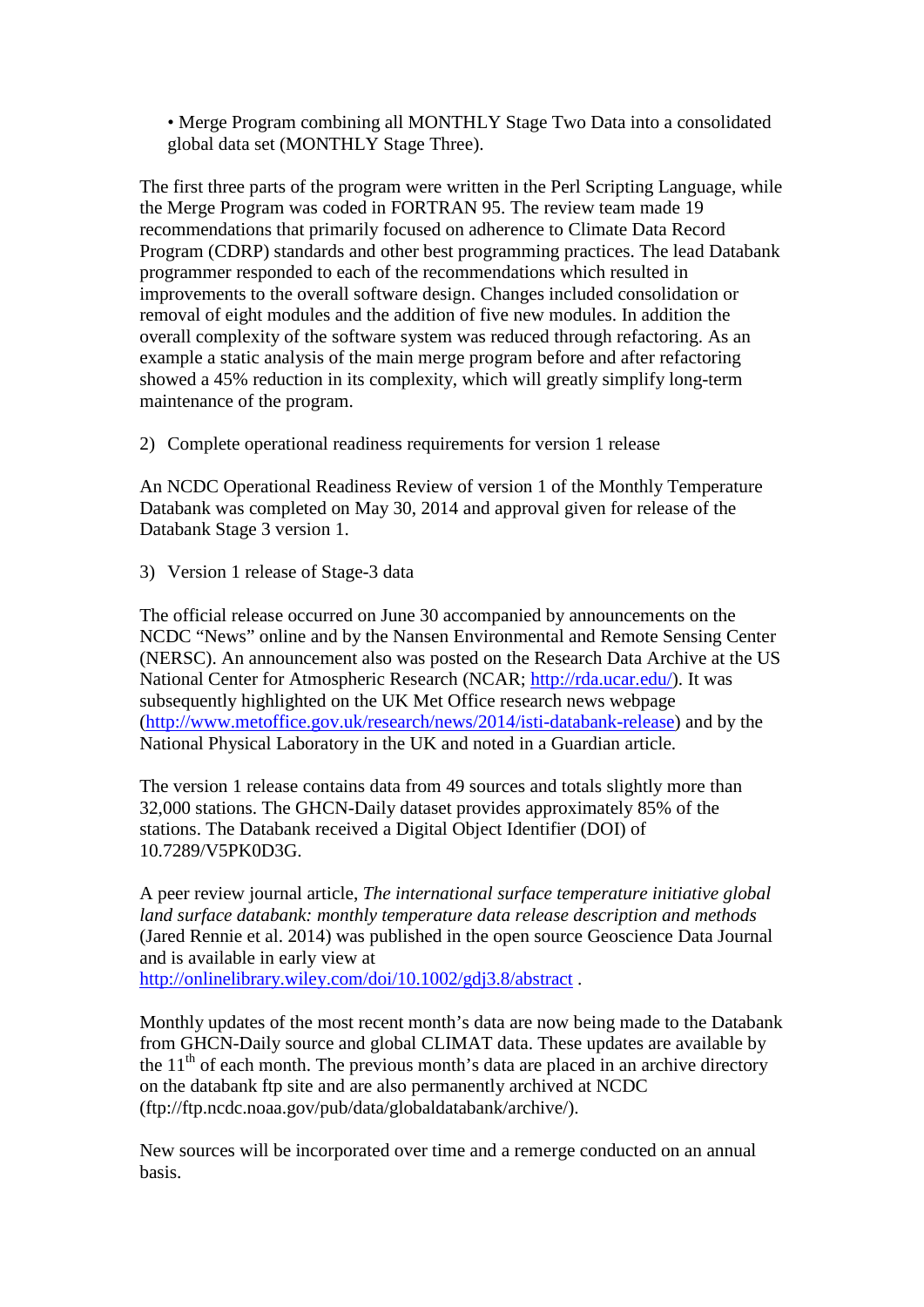• Merge Program combining all MONTHLY Stage Two Data into a consolidated global data set (MONTHLY Stage Three).

The first three parts of the program were written in the Perl Scripting Language, while the Merge Program was coded in FORTRAN 95. The review team made 19 recommendations that primarily focused on adherence to Climate Data Record Program (CDRP) standards and other best programming practices. The lead Databank programmer responded to each of the recommendations which resulted in improvements to the overall software design. Changes included consolidation or removal of eight modules and the addition of five new modules. In addition the overall complexity of the software system was reduced through refactoring. As an example a static analysis of the main merge program before and after refactoring showed a 45% reduction in its complexity, which will greatly simplify long-term maintenance of the program.

2) Complete operational readiness requirements for version 1 release

An NCDC Operational Readiness Review of version 1 of the Monthly Temperature Databank was completed on May 30, 2014 and approval given for release of the Databank Stage 3 version 1.

3) Version 1 release of Stage-3 data

The official release occurred on June 30 accompanied by announcements on the NCDC "News" online and by the Nansen Environmental and Remote Sensing Center (NERSC). An announcement also was posted on the Research Data Archive at the US National Center for Atmospheric Research (NCAR; http://rda.ucar.edu/). It was subsequently highlighted on the UK Met Office research news webpage (http://www.metoffice.gov.uk/research/news/2014/isti-databank-release) and by the National Physical Laboratory in the UK and noted in a Guardian article.

The version 1 release contains data from 49 sources and totals slightly more than 32,000 stations. The GHCN-Daily dataset provides approximately 85% of the stations. The Databank received a Digital Object Identifier (DOI) of 10.7289/V5PK0D3G.

A peer review journal article, *The international surface temperature initiative global land surface databank: monthly temperature data release description and methods* (Jared Rennie et al. 2014) was published in the open source Geoscience Data Journal and is available in early view at http://onlinelibrary.wiley.com/doi/10.1002/gdj3.8/abstract .

Monthly updates of the most recent month's data are now being made to the Databank from GHCN-Daily source and global CLIMAT data. These updates are available by the 11th of each month. The previous month's data are placed in an archive directory on the databank ftp site and are also permanently archived at NCDC (ftp://ftp.ncdc.noaa.gov/pub/data/globaldatabank/archive/).

New sources will be incorporated over time and a remerge conducted on an annual basis.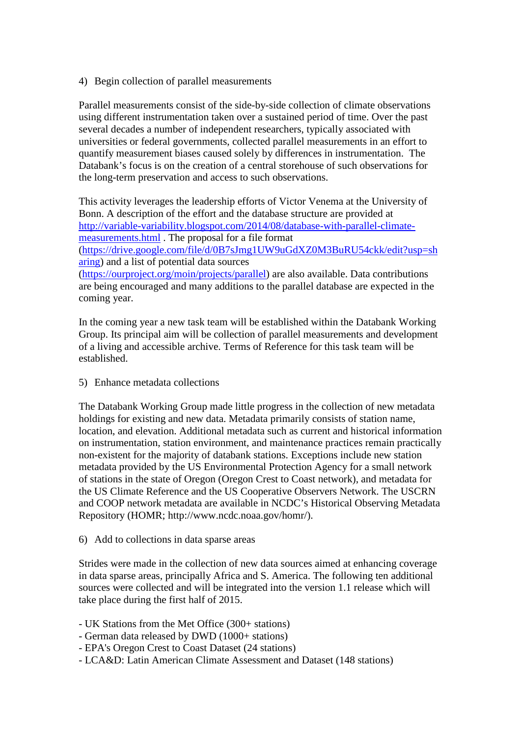4) Begin collection of parallel measurements

Parallel measurements consist of the side-by-side collection of climate observations using different instrumentation taken over a sustained period of time. Over the past several decades a number of independent researchers, typically associated with universities or federal governments, collected parallel measurements in an effort to quantify measurement biases caused solely by differences in instrumentation. The Databank's focus is on the creation of a central storehouse of such observations for the long-term preservation and access to such observations.

This activity leverages the leadership efforts of Victor Venema at the University of Bonn. A description of the effort and the database structure are provided at [http://variable-variability.blogspot.com/2014/08/database-with-parallel-climate-measurements.html](http://variable-variability.blogspot.com/2014/08/database-with-parallel-climate-measurements.html) . The proposal for a file format ([https://drive.google.com/file/d/0B7sJmg1UW9uGdXZ0M3BuRU54ckk/edit?usp=sharing](https://drive.google.com/file/d/0B7sJmg1UW9uGdXZ0M3BuRU54ckk/edit?usp=sharing)) and a list of potential data sources ([https://ourproject.org/moin/projects/parallel](https://ourproject.org/moin/projects/parallel)) are also available. Data contributions are being encouraged and many additions to the parallel database are expected in the coming year.

In the coming year a new task team will be established within the Databank Working Group. Its principal aim will be collection of parallel measurements and development of a living and accessible archive. Terms of Reference for this task team will be established.

5) Enhance metadata collections

The Databank Working Group made little progress in the collection of new metadata holdings for existing and new data. Metadata primarily consists of station name, location, and elevation. Additional metadata such as current and historical information on instrumentation, station environment, and maintenance practices remain practically non-existent for the majority of databank stations. Exceptions include new station metadata provided by the US Environmental Protection Agency for a small network of stations in the state of Oregon (Oregon Crest to Coast network), and metadata for the US Climate Reference and the US Cooperative Observers Network. The USCRN and COOP network metadata are available in NCDC's Historical Observing Metadata Repository (HOMR; http://www.ncdc.noaa.gov/homr/).

6) Add to collections in data sparse areas

Strides were made in the collection of new data sources aimed at enhancing coverage in data sparse areas, principally Africa and S. America. The following ten additional sources were collected and will be integrated into the version 1.1 release which will take place during the first half of 2015.

- UK Stations from the Met Office (300+ stations)
- German data released by DWD (1000+ stations)
- EPA's Oregon Crest to Coast Dataset (24 stations)
- LCA&D: Latin American Climate Assessment and Dataset (148 stations)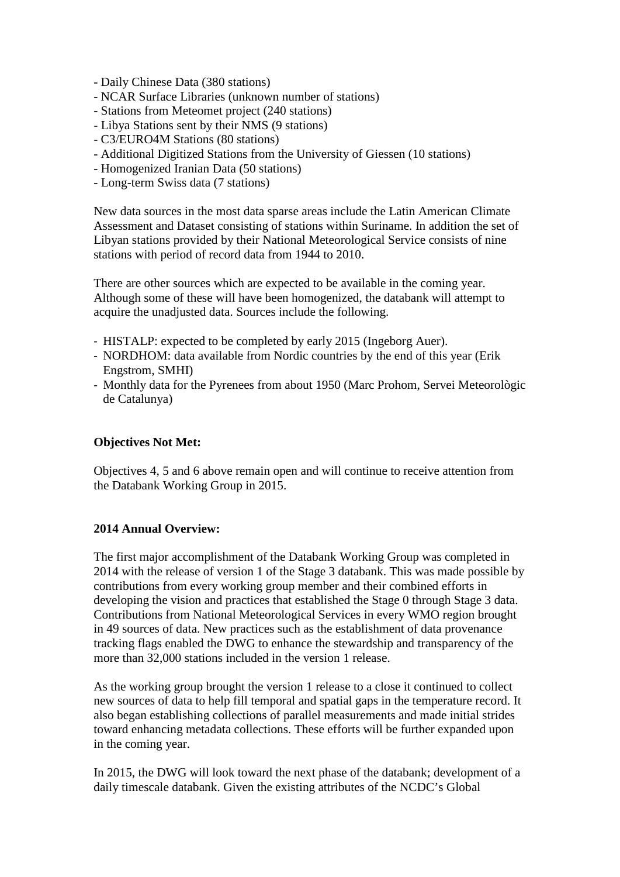- Daily Chinese Data (380 stations)
- NCAR Surface Libraries (unknown number of stations)
- Stations from Meteomet project (240 stations)
- Libya Stations sent by their NMS (9 stations)
- C3/EURO4M Stations (80 stations)
- Additional Digitized Stations from the University of Giessen (10 stations)
- Homogenized Iranian Data (50 stations)
- Long-term Swiss data (7 stations)

New data sources in the most data sparse areas include the Latin American Climate Assessment and Dataset consisting of stations within Suriname. In addition the set of Libyan stations provided by their National Meteorological Service consists of nine stations with period of record data from 1944 to 2010.

There are other sources which are expected to be available in the coming year. Although some of these will have been homogenized, the databank will attempt to acquire the unadjusted data. Sources include the following.

- HISTALP: expected to be completed by early 2015 (Ingeborg Auer).
- NORDHOM: data available from Nordic countries by the end of this year (Erik Engstrom, SMHI)
- Monthly data for the Pyrenees from about 1950 (Marc Prohom, Servei Meteorològic de Catalunya)

**Objectives Not Met:**

Objectives 4, 5 and 6 above remain open and will continue to receive attention from the Databank Working Group in 2015.

**2014 Annual Overview:**

The first major accomplishment of the Databank Working Group was completed in 2014 with the release of version 1 of the Stage 3 databank. This was made possible by contributions from every working group member and their combined efforts in developing the vision and practices that established the Stage 0 through Stage 3 data. Contributions from National Meteorological Services in every WMO region brought in 49 sources of data. New practices such as the establishment of data provenance tracking flags enabled the DWG to enhance the stewardship and transparency of the more than 32,000 stations included in the version 1 release.

As the working group brought the version 1 release to a close it continued to collect new sources of data to help fill temporal and spatial gaps in the temperature record. It also began establishing collections of parallel measurements and made initial strides toward enhancing metadata collections. These efforts will be further expanded upon in the coming year.

In 2015, the DWG will look toward the next phase of the databank; development of a daily timescale databank. Given the existing attributes of the NCDC's Global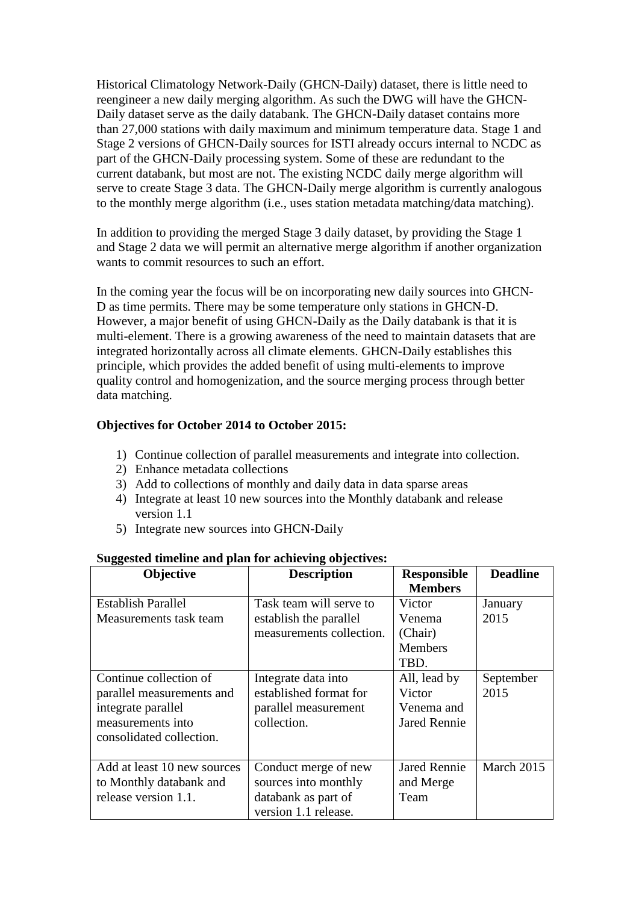Historical Climatology Network-Daily (GHCN-Daily) dataset, there is little need to reengineer a new daily merging algorithm. As such the DWG will have the GHCN-Daily dataset serve as the daily databank. The GHCN-Daily dataset contains more than 27,000 stations with daily maximum and minimum temperature data. Stage 1 and Stage 2 versions of GHCN-Daily sources for ISTI already occurs internal to NCDC as part of the GHCN-Daily processing system. Some of these are redundant to the current databank, but most are not. The existing NCDC daily merge algorithm will serve to create Stage 3 data. The GHCN-Daily merge algorithm is currently analogous to the monthly merge algorithm (i.e., uses station metadata matching/data matching).

In addition to providing the merged Stage 3 daily dataset, by providing the Stage 1 and Stage 2 data we will permit an alternative merge algorithm if another organization wants to commit resources to such an effort.

In the coming year the focus will be on incorporating new daily sources into GHCN-D as time permits. There may be some temperature only stations in GHCN-D. However, a major benefit of using GHCN-Daily as the Daily databank is that it is multi-element. There is a growing awareness of the need to maintain datasets that are integrated horizontally across all climate elements. GHCN-Daily establishes this principle, which provides the added benefit of using multi-elements to improve quality control and homogenization, and the source merging process through better data matching.

**Objectives for October 2014 to October 2015:**

1) Continue collection of parallel measurements and integrate into collection.
2) Enhance metadata collections
3) Add to collections of monthly and daily data in data sparse areas
4) Integrate at least 10 new sources into the Monthly databank and release version 1.1
5) Integrate new sources into GHCN-Daily

**Suggested timeline and plan for achieving objectives:**

| Objective | Description | Responsible Members | Deadline |
|---|---|---|---|
| Establish Parallel Measurements task team | Task team will serve to establish the parallel measurements collection. | Victor Venema (Chair) Members TBD. | January 2015 |
| Continue collection of parallel measurements and integrate parallel measurements into consolidated collection. | Integrate data into established format for parallel measurement collection. | All, lead by Victor Venema and Jared Rennie | September 2015 |
| Add at least 10 new sources to Monthly databank and release version 1.1. | Conduct merge of new sources into monthly databank as part of version 1.1 release. | Jared Rennie and Merge Team | March 2015 |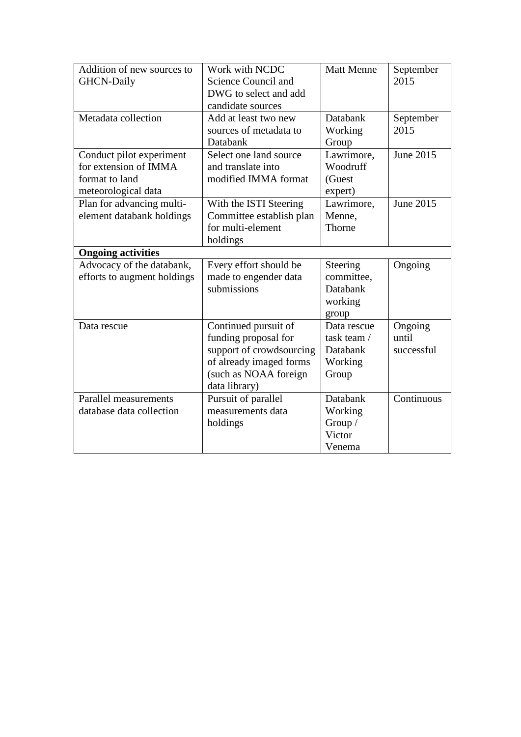| | | | |
|---|---|---|---|
| Addition of new sources to GHCN-Daily | Work with NCDC Science Council and DWG to select and add candidate sources | Matt Menne | September 2015 |
| Metadata collection | Add at least two new sources of metadata to Databank | Databank Working Group | September 2015 |
| Conduct pilot experiment for extension of IMMA format to land meteorological data | Select one land source and translate into modified IMMA format | Lawrimore, Woodruff (Guest expert) | June 2015 |
| Plan for advancing multi-element databank holdings | With the ISTI Steering Committee establish plan for multi-element holdings | Lawrimore, Menne, Thorne | June 2015 |
| **Ongoing activities** | | | |
| Advocacy of the databank, efforts to augment holdings | Every effort should be made to engender data submissions | Steering committee, Databank working group | Ongoing |
| Data rescue | Continued pursuit of funding proposal for support of crowdsourcing of already imaged forms (such as NOAA foreign data library) | Data rescue task team / Databank Working Group | Ongoing until successful |
| Parallel measurements database data collection | Pursuit of parallel measurements data holdings | Databank Working Group / Victor Venema | Continuous |